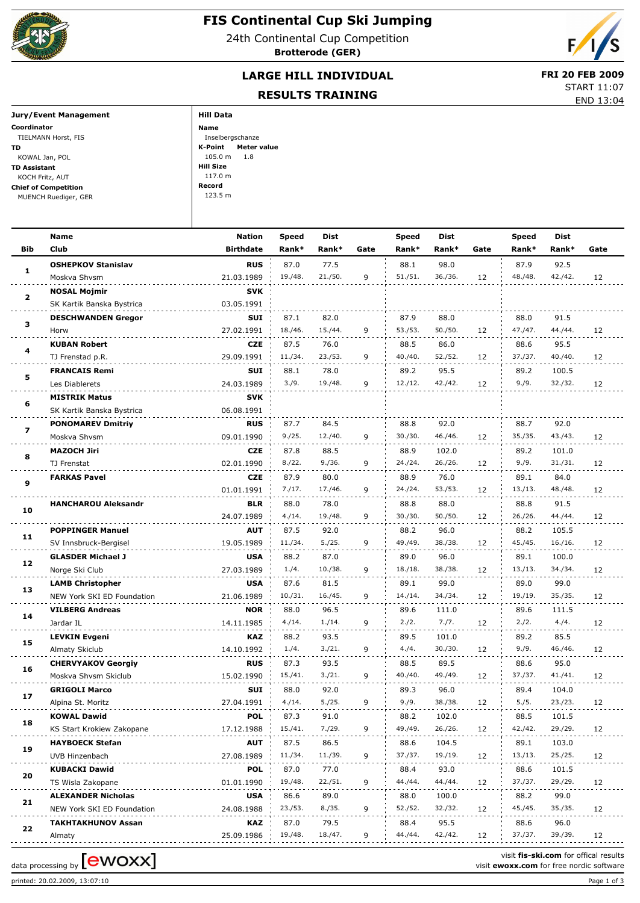# FIS Continental Cup Ski Jumping

24th Continental Cup Competition

**Brotterode (GER)**

## LARGE HILL INDIVIDUAL

## RESULTS TRAINING

**FRI 20 FEB 2009**

START 11:07

END 13:04

**Jury/Event Management**

**Coordinator**
TIELMANN Horst, FIS

**TD**
KOWAL Jan, POL

**TD Assistant**
KOCH Fritz, AUT

**Chief of Competition**
MUENCH Ruediger, GER

**Hill Data**

**Name**
Inselbergschanze

**K-Point** 105.0 m **Meter value** 1.8

**Hill Size**
117.0 m

**Record**
123.5 m

| Bib | Name / Club | Nation / Birthdate | Speed Rank* | Dist Rank* | Gate | Speed Rank* | Dist Rank* | Gate | Speed Rank* | Dist Rank* | Gate |
|---|---|---|---|---|---|---|---|---|---|---|---|
| 1 | **OSHEPKOV Stanislav** | **RUS** | 87.0 | 77.5 | | 88.1 | 98.0 | | 87.9 | 92.5 | |
| | Moskva Shvsm | 21.03.1989 | 19./48. | 21./50. | 9 | 51./51. | 36./36. | 12 | 48./48. | 42./42. | 12 |
| 2 | **NOSAL Mojmir** | **SVK** | | | | | | | | | |
| | SK Kartik Banska Bystrica | 03.05.1991 | | | | | | | | | |
| 3 | **DESCHWANDEN Gregor** | **SUI** | 87.1 | 82.0 | | 87.9 | 88.0 | | 88.0 | 91.5 | |
| | Horw | 27.02.1991 | 18./46. | 15./44. | 9 | 53./53. | 50./50. | 12 | 47./47. | 44./44. | 12 |
| 4 | **KUBAN Robert** | **CZE** | 87.5 | 76.0 | | 88.5 | 86.0 | | 88.6 | 95.5 | |
| | TJ Frenstad p.R. | 29.09.1991 | 11./34. | 23./53. | 9 | 40./40. | 52./52. | 12 | 37./37. | 40./40. | 12 |
| 5 | **FRANCAIS Remi** | **SUI** | 88.1 | 78.0 | | 89.2 | 95.5 | | 89.2 | 100.5 | |
| | Les Diablerets | 24.03.1989 | 3./9. | 19./48. | 9 | 12./12. | 42./42. | 12 | 9./9. | 32./32. | 12 |
| 6 | **MISTRIK Matus** | **SVK** | | | | | | | | | |
| | SK Kartik Banska Bystrica | 06.08.1991 | | | | | | | | | |
| 7 | **PONOMAREV Dmitriy** | **RUS** | 87.7 | 84.5 | | 88.8 | 92.0 | | 88.7 | 92.0 | |
| | Moskva Shvsm | 09.01.1990 | 9./25. | 12./40. | 9 | 30./30. | 46./46. | 12 | 35./35. | 43./43. | 12 |
| 8 | **MAZOCH Jiri** | **CZE** | 87.8 | 88.5 | | 88.9 | 102.0 | | 89.2 | 101.0 | |
| | TJ Frenstat | 02.01.1990 | 8./22. | 9./36. | 9 | 24./24. | 26./26. | 12 | 9./9. | 31./31. | 12 |
| 9 | **FARKAS Pavel** | **CZE** | 87.9 | 80.0 | | 88.9 | 76.0 | | 89.1 | 84.0 | |
| | | 01.01.1991 | 7./17. | 17./46. | 9 | 24./24. | 53./53. | 12 | 13./13. | 48./48. | 12 |
| 10 | **HANCHAROU Aleksandr** | **BLR** | 88.0 | 78.0 | | 88.8 | 88.0 | | 88.8 | 91.5 | |
| | | 24.07.1989 | 4./14. | 19./48. | 9 | 30./30. | 50./50. | 12 | 26./26. | 44./44. | 12 |
| 11 | **POPPINGER Manuel** | **AUT** | 87.5 | 92.0 | | 88.2 | 96.0 | | 88.2 | 105.5 | |
| | SV Innsbruck-Bergisel | 19.05.1989 | 11./34. | 5./25. | 9 | 49./49. | 38./38. | 12 | 45./45. | 16./16. | 12 |
| 12 | **GLASDER Michael J** | **USA** | 88.2 | 87.0 | | 89.0 | 96.0 | | 89.1 | 100.0 | |
| | Norge Ski Club | 27.03.1989 | 1./4. | 10./38. | 9 | 18./18. | 38./38. | 12 | 13./13. | 34./34. | 12 |
| 13 | **LAMB Christopher** | **USA** | 87.6 | 81.5 | | 89.1 | 99.0 | | 89.0 | 99.0 | |
| | NEW York SKI ED Foundation | 21.06.1989 | 10./31. | 16./45. | 9 | 14./14. | 34./34. | 12 | 19./19. | 35./35. | 12 |
| 14 | **VILBERG Andreas** | **NOR** | 88.0 | 96.5 | | 89.6 | 111.0 | | 89.6 | 111.5 | |
| | Jardar IL | 14.11.1985 | 4./14. | 1./14. | 9 | 2./2. | 7./7. | 12 | 2./2. | 4./4. | 12 |
| 15 | **LEVKIN Evgeni** | **KAZ** | 88.2 | 93.5 | | 89.5 | 101.0 | | 89.2 | 85.5 | |
| | Almaty Skiclub | 14.10.1992 | 1./4. | 3./21. | 9 | 4./4. | 30./30. | 12 | 9./9. | 46./46. | 12 |
| 16 | **CHERVYAKOV Georgiy** | **RUS** | 87.3 | 93.5 | | 88.5 | 89.5 | | 88.6 | 95.0 | |
| | Moskva Shvsm Skiclub | 15.02.1990 | 15./41. | 3./21. | 9 | 40./40. | 49./49. | 12 | 37./37. | 41./41. | 12 |
| 17 | **GRIGOLI Marco** | **SUI** | 88.0 | 92.0 | | 89.3 | 96.0 | | 89.4 | 104.0 | |
| | Alpina St. Moritz | 27.04.1991 | 4./14. | 5./25. | 9 | 9./9. | 38./38. | 12 | 5./5. | 23./23. | 12 |
| 18 | **KOWAL Dawid** | **POL** | 87.3 | 91.0 | | 88.2 | 102.0 | | 88.5 | 101.5 | |
| | KS Start Krokiew Zakopane | 17.12.1988 | 15./41. | 7./29. | 9 | 49./49. | 26./26. | 12 | 42./42. | 29./29. | 12 |
| 19 | **HAYBOECK Stefan** | **AUT** | 87.5 | 86.5 | | 88.6 | 104.5 | | 89.1 | 103.0 | |
| | UVB Hinzenbach | 27.08.1989 | 11./34. | 11./39. | 9 | 37./37. | 19./19. | 12 | 13./13. | 25./25. | 12 |
| 20 | **KUBACKI Dawid** | **POL** | 87.0 | 77.0 | | 88.4 | 93.0 | | 88.6 | 101.5 | |
| | TS Wisla Zakopane | 01.01.1990 | 19./48. | 22./51. | 9 | 44./44. | 44./44. | 12 | 37./37. | 29./29. | 12 |
| 21 | **ALEXANDER Nicholas** | **USA** | 86.6 | 89.0 | | 88.0 | 100.0 | | 88.2 | 99.0 | |
| | NEW York SKI ED Foundation | 24.08.1988 | 23./53. | 8./35. | 9 | 52./52. | 32./32. | 12 | 45./45. | 35./35. | 12 |
| 22 | **TAKHTAKHUNOV Assan** | **KAZ** | 87.0 | 79.5 | | 88.4 | 95.5 | | 88.6 | 96.0 | |
| | Almaty | 25.09.1986 | 19./48. | 18./47. | 9 | 44./44. | 42./42. | 12 | 37./37. | 39./39. | 12 |

data processing by [ewoxx]

visit **fis-ski.com** for offical results
visit **ewoxx.com** for free nordic software

printed: 20.02.2009, 13:07:10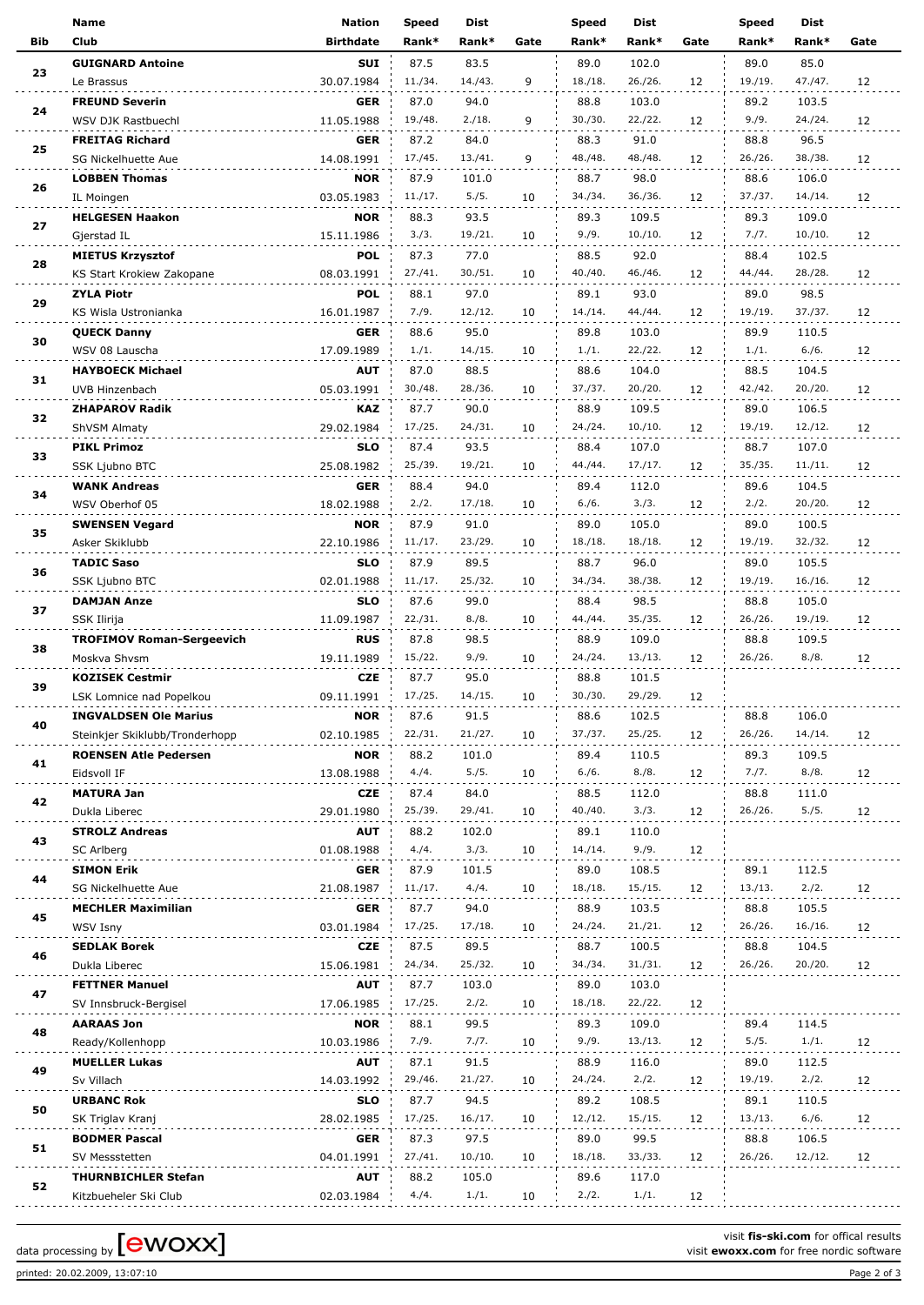| Bib | Name / Club | Nation / Birthdate | Speed Rank* | Dist Rank* | Gate | Speed Rank* | Dist Rank* | Gate | Speed Rank* | Dist Rank* | Gate |
|---|---|---|---|---|---|---|---|---|---|---|---|
| 23 | **GUIGNARD Antoine** | **SUI** | 87.5 | 83.5 | | 89.0 | 102.0 | | 89.0 | 85.0 | |
| | Le Brassus | 30.07.1984 | 11./34. | 14./43. | 9 | 18./18. | 26./26. | 12 | 19./19. | 47./47. | 12 |
| 24 | **FREUND Severin** | **GER** | 87.0 | 94.0 | | 88.8 | 103.0 | | 89.2 | 103.5 | |
| | WSV DJK Rastbuechl | 11.05.1988 | 19./48. | 2./18. | 9 | 30./30. | 22./22. | 12 | 9./9. | 24./24. | 12 |
| 25 | **FREITAG Richard** | **GER** | 87.2 | 84.0 | | 88.3 | 91.0 | | 88.8 | 96.5 | |
| | SG Nickelhuette Aue | 14.08.1991 | 17./45. | 13./41. | 9 | 48./48. | 48./48. | 12 | 26./26. | 38./38. | 12 |
| 26 | **LOBBEN Thomas** | **NOR** | 87.9 | 101.0 | | 88.7 | 98.0 | | 88.6 | 106.0 | |
| | IL Moingen | 03.05.1983 | 11./17. | 5./5. | 10 | 34./34. | 36./36. | 12 | 37./37. | 14./14. | 12 |
| 27 | **HELGESEN Haakon** | **NOR** | 88.3 | 93.5 | | 89.3 | 109.5 | | 89.3 | 109.0 | |
| | Gjerstad IL | 15.11.1986 | 3./3. | 19./21. | 10 | 9./9. | 10./10. | 12 | 7./7. | 10./10. | 12 |
| 28 | **MIETUS Krzysztof** | **POL** | 87.3 | 77.0 | | 88.5 | 92.0 | | 88.4 | 102.5 | |
| | KS Start Krokiew Zakopane | 08.03.1991 | 27./41. | 30./51. | 10 | 40./40. | 46./46. | 12 | 44./44. | 28./28. | 12 |
| 29 | **ZYLA Piotr** | **POL** | 88.1 | 97.0 | | 89.1 | 93.0 | | 89.0 | 98.5 | |
| | KS Wisla Ustronianka | 16.01.1987 | 7./9. | 12./12. | 10 | 14./14. | 44./44. | 12 | 19./19. | 37./37. | 12 |
| 30 | **QUECK Danny** | **GER** | 88.6 | 95.0 | | 89.8 | 103.0 | | 89.9 | 110.5 | |
| | WSV 08 Lauscha | 17.09.1989 | 1./1. | 14./15. | 10 | 1./1. | 22./22. | 12 | 1./1. | 6./6. | 12 |
| 31 | **HAYBOECK Michael** | **AUT** | 87.0 | 88.5 | | 88.6 | 104.0 | | 88.5 | 104.5 | |
| | UVB Hinzenbach | 05.03.1991 | 30./48. | 28./36. | 10 | 37./37. | 20./20. | 12 | 42./42. | 20./20. | 12 |
| 32 | **ZHAPAROV Radik** | **KAZ** | 87.7 | 90.0 | | 88.9 | 109.5 | | 89.0 | 106.5 | |
| | ShVSM Almaty | 29.02.1984 | 17./25. | 24./31. | 10 | 24./24. | 10./10. | 12 | 19./19. | 12./12. | 12 |
| 33 | **PIKL Primoz** | **SLO** | 87.4 | 93.5 | | 88.4 | 107.0 | | 88.7 | 107.0 | |
| | SSK Ljubno BTC | 25.08.1982 | 25./39. | 19./21. | 10 | 44./44. | 17./17. | 12 | 35./35. | 11./11. | 12 |
| 34 | **WANK Andreas** | **GER** | 88.4 | 94.0 | | 89.4 | 112.0 | | 89.6 | 104.5 | |
| | WSV Oberhof 05 | 18.02.1988 | 2./2. | 17./18. | 10 | 6./6. | 3./3. | 12 | 2./2. | 20./20. | 12 |
| 35 | **SWENSEN Vegard** | **NOR** | 87.9 | 91.0 | | 89.0 | 105.0 | | 89.0 | 100.5 | |
| | Asker Skiklubb | 22.10.1986 | 11./17. | 23./29. | 10 | 18./18. | 18./18. | 12 | 19./19. | 32./32. | 12 |
| 36 | **TADIC Saso** | **SLO** | 87.9 | 89.5 | | 88.7 | 96.0 | | 89.0 | 105.5 | |
| | SSK Ljubno BTC | 02.01.1988 | 11./17. | 25./32. | 10 | 34./34. | 38./38. | 12 | 19./19. | 16./16. | 12 |
| 37 | **DAMJAN Anze** | **SLO** | 87.6 | 99.0 | | 88.4 | 98.5 | | 88.8 | 105.0 | |
| | SSK Ilirija | 11.09.1987 | 22./31. | 8./8. | 10 | 44./44. | 35./35. | 12 | 26./26. | 19./19. | 12 |
| 38 | **TROFIMOV Roman-Sergeevich** | **RUS** | 87.8 | 98.5 | | 88.9 | 109.0 | | 88.8 | 109.5 | |
| | Moskva Shvsm | 19.11.1989 | 15./22. | 9./9. | 10 | 24./24. | 13./13. | 12 | 26./26. | 8./8. | 12 |
| 39 | **KOZISEK Cestmir** | **CZE** | 87.7 | 95.0 | | 88.8 | 101.5 | | | | |
| | LSK Lomnice nad Popelkou | 09.11.1991 | 17./25. | 14./15. | 10 | 30./30. | 29./29. | 12 | | | |
| 40 | **INGVALDSEN Ole Marius** | **NOR** | 87.6 | 91.5 | | 88.6 | 102.5 | | 88.8 | 106.0 | |
| | Steinkjer Skiklubb/Tronderhopp | 02.10.1985 | 22./31. | 21./27. | 10 | 37./37. | 25./25. | 12 | 26./26. | 14./14. | 12 |
| 41 | **ROENSEN Atle Pedersen** | **NOR** | 88.2 | 101.0 | | 89.4 | 110.5 | | 89.3 | 109.5 | |
| | Eidsvoll IF | 13.08.1988 | 4./4. | 5./5. | 10 | 6./6. | 8./8. | 12 | 7./7. | 8./8. | 12 |
| 42 | **MATURA Jan** | **CZE** | 87.4 | 84.0 | | 88.5 | 112.0 | | 88.8 | 111.0 | |
| | Dukla Liberec | 29.01.1980 | 25./39. | 29./41. | 10 | 40./40. | 3./3. | 12 | 26./26. | 5./5. | 12 |
| 43 | **STROLZ Andreas** | **AUT** | 88.2 | 102.0 | | 89.1 | 110.0 | | | | |
| | SC Arlberg | 01.08.1988 | 4./4. | 3./3. | 10 | 14./14. | 9./9. | 12 | | | |
| 44 | **SIMON Erik** | **GER** | 87.9 | 101.5 | | 89.0 | 108.5 | | 89.1 | 112.5 | |
| | SG Nickelhuette Aue | 21.08.1987 | 11./17. | 4./4. | 10 | 18./18. | 15./15. | 12 | 13./13. | 2./2. | 12 |
| 45 | **MECHLER Maximilian** | **GER** | 87.7 | 94.0 | | 88.9 | 103.5 | | 88.8 | 105.5 | |
| | WSV Isny | 03.01.1984 | 17./25. | 17./18. | 10 | 24./24. | 21./21. | 12 | 26./26. | 16./16. | 12 |
| 46 | **SEDLAK Borek** | **CZE** | 87.5 | 89.5 | | 88.7 | 100.5 | | 88.8 | 104.5 | |
| | Dukla Liberec | 15.06.1981 | 24./34. | 25./32. | 10 | 34./34. | 31./31. | 12 | 26./26. | 20./20. | 12 |
| 47 | **FETTNER Manuel** | **AUT** | 87.7 | 103.0 | | 89.0 | 103.0 | | | | |
| | SV Innsbruck-Bergisel | 17.06.1985 | 17./25. | 2./2. | 10 | 18./18. | 22./22. | 12 | | | |
| 48 | **AARAAS Jon** | **NOR** | 88.1 | 99.5 | | 89.3 | 109.0 | | 89.4 | 114.5 | |
| | Ready/Kollenhopp | 10.03.1986 | 7./9. | 7./7. | 10 | 9./9. | 13./13. | 12 | 5./5. | 1./1. | 12 |
| 49 | **MUELLER Lukas** | **AUT** | 87.1 | 91.5 | | 88.9 | 116.0 | | 89.0 | 112.5 | |
| | Sv Villach | 14.03.1992 | 29./46. | 21./27. | 10 | 24./24. | 2./2. | 12 | 19./19. | 2./2. | 12 |
| 50 | **URBANC Rok** | **SLO** | 87.7 | 94.5 | | 89.2 | 108.5 | | 89.1 | 110.5 | |
| | SK Triglav Kranj | 28.02.1985 | 17./25. | 16./17. | 10 | 12./12. | 15./15. | 12 | 13./13. | 6./6. | 12 |
| 51 | **BODMER Pascal** | **GER** | 87.3 | 97.5 | | 89.0 | 99.5 | | 88.8 | 106.5 | |
| | SV Messstetten | 04.01.1991 | 27./41. | 10./10. | 10 | 18./18. | 33./33. | 12 | 26./26. | 12./12. | 12 |
| 52 | **THURNBICHLER Stefan** | **AUT** | 88.2 | 105.0 | | 89.6 | 117.0 | | | | |
| | Kitzbueheler Ski Club | 02.03.1984 | 4./4. | 1./1. | 10 | 2./2. | 1./1. | 12 | | | |

data processing by [ewoxx]

visit **fis-ski.com** for offical results
visit **ewoxx.com** for free nordic software

printed: 20.02.2009, 13:07:10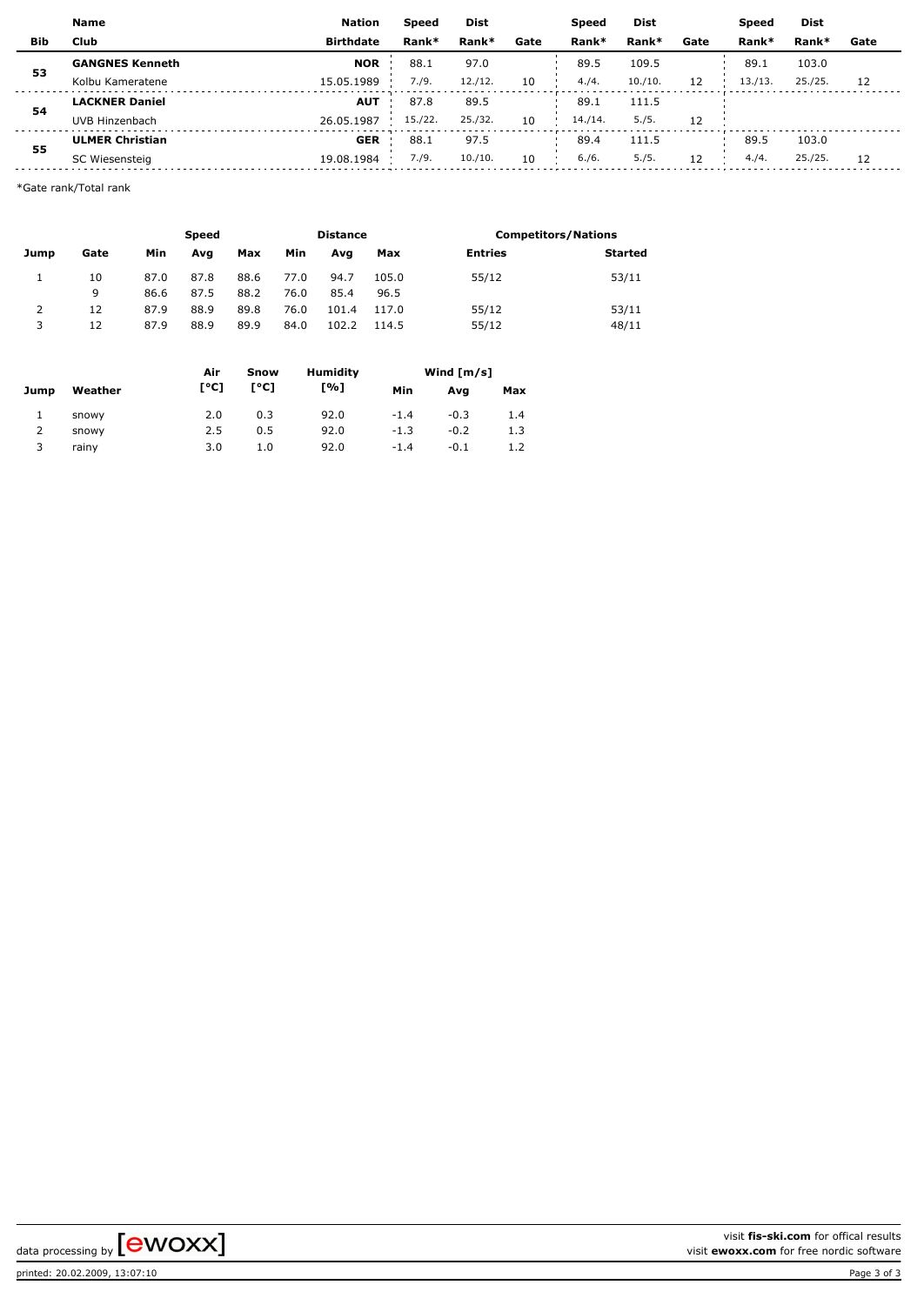| Bib | Name / Club | Nation / Birthdate | Speed Rank* | Dist Rank* | Gate | Speed Rank* | Dist Rank* | Gate | Speed Rank* | Dist Rank* | Gate |
|---|---|---|---|---|---|---|---|---|---|---|---|
| 53 | **GANGNES Kenneth** | **NOR** | 88.1 | 97.0 | | 89.5 | 109.5 | | 89.1 | 103.0 | |
| | Kolbu Kameratene | 15.05.1989 | 7./9. | 12./12. | 10 | 4./4. | 10./10. | 12 | 13./13. | 25./25. | 12 |
| 54 | **LACKNER Daniel** | **AUT** | 87.8 | 89.5 | | 89.1 | 111.5 | | | | |
| | UVB Hinzenbach | 26.05.1987 | 15./22. | 25./32. | 10 | 14./14. | 5./5. | 12 | | | |
| 55 | **ULMER Christian** | **GER** | 88.1 | 97.5 | | 89.4 | 111.5 | | 89.5 | 103.0 | |
| | SC Wiesensteig | 19.08.1984 | 7./9. | 10./10. | 10 | 6./6. | 5./5. | 12 | 4./4. | 25./25. | 12 |

*Gate rank/Total rank

| | | Speed | | | Distance | | | Competitors/Nations | |
|---|---|---|---|---|---|---|---|---|---|
| **Jump** | **Gate** | **Min** | **Avg** | **Max** | **Min** | **Avg** | **Max** | **Entries** | **Started** |
| 1 | 10 | 87.0 | 87.8 | 88.6 | 77.0 | 94.7 | 105.0 | 55/12 | 53/11 |
| | 9 | 86.6 | 87.5 | 88.2 | 76.0 | 85.4 | 96.5 | | |
| 2 | 12 | 87.9 | 88.9 | 89.8 | 76.0 | 101.4 | 117.0 | 55/12 | 53/11 |
| 3 | 12 | 87.9 | 88.9 | 89.9 | 84.0 | 102.2 | 114.5 | 55/12 | 48/11 |

| Jump | Weather | Air [°C] | Snow [°C] | Humidity [%] | Wind [m/s] Min | Avg | Max |
|---|---|---|---|---|---|---|---|
| 1 | snowy | 2.0 | 0.3 | 92.0 | -1.4 | -0.3 | 1.4 |
| 2 | snowy | 2.5 | 0.5 | 92.0 | -1.3 | -0.2 | 1.3 |
| 3 | rainy | 3.0 | 1.0 | 92.0 | -1.4 | -0.1 | 1.2 |

data processing by [ewoxx]

visit **fis-ski.com** for offical results
visit **ewoxx.com** for free nordic software

printed: 20.02.2009, 13:07:10